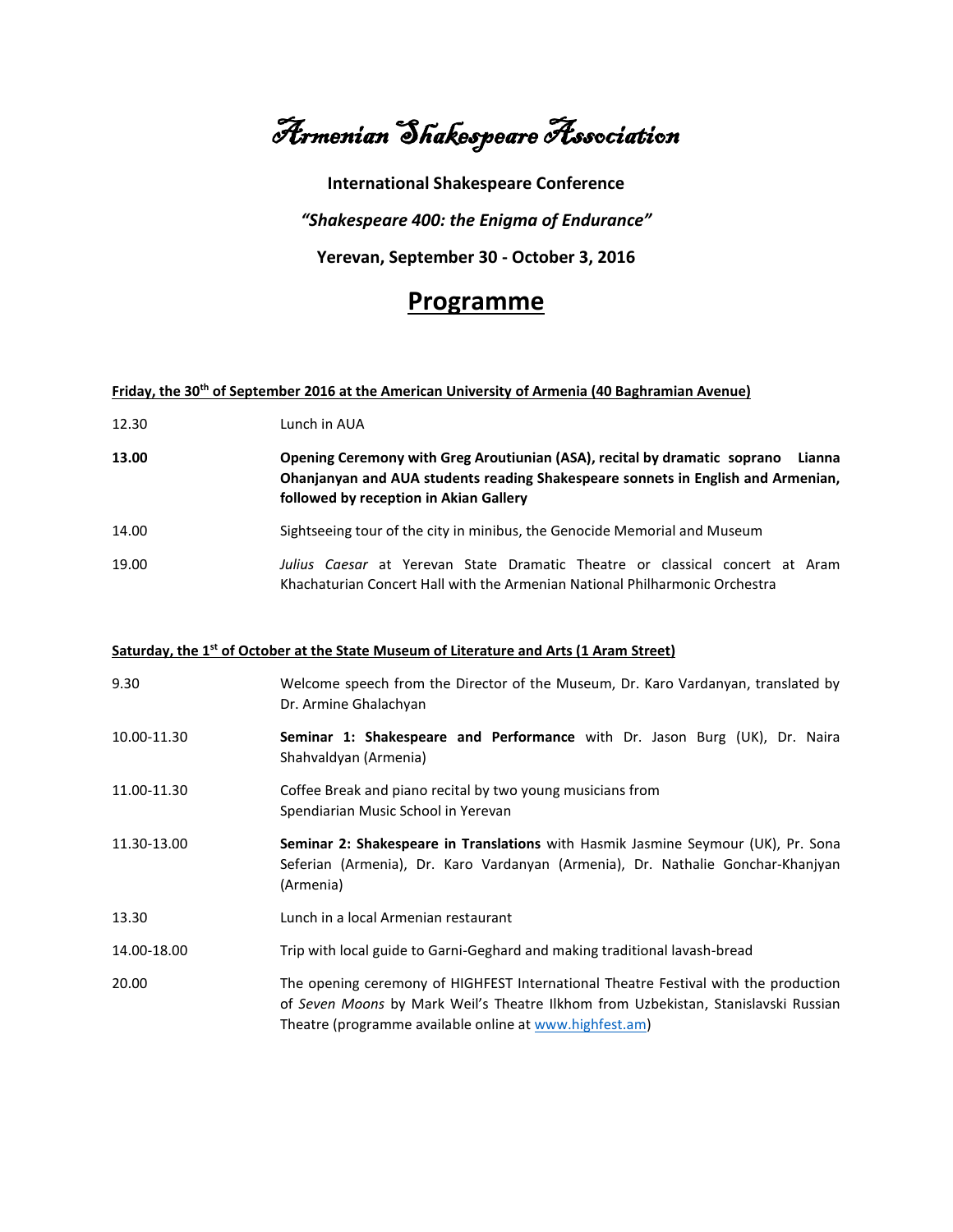# Armenian Shakespeare Association

**International Shakespeare Conference**

***"Shakespeare 400: the Enigma of Endurance"***

**Yerevan, September 30 - October 3, 2016**

## Programme

**Friday, the 30th of September 2016 at the American University of Armenia (40 Baghramian Avenue)**

| | |
|---|---|
| 12.30 | Lunch in AUA |
| **13.00** | **Opening Ceremony with Greg Aroutiunian (ASA), recital by dramatic soprano Lianna Ohanjanyan and AUA students reading Shakespeare sonnets in English and Armenian, followed by reception in Akian Gallery** |
| 14.00 | Sightseeing tour of the city in minibus, the Genocide Memorial and Museum |
| 19.00 | *Julius Caesar* at Yerevan State Dramatic Theatre or classical concert at Aram Khachaturian Concert Hall with the Armenian National Philharmonic Orchestra |

**Saturday, the 1st of October at the State Museum of Literature and Arts (1 Aram Street)**

| | |
|---|---|
| 9.30 | Welcome speech from the Director of the Museum, Dr. Karo Vardanyan, translated by Dr. Armine Ghalachyan |
| 10.00-11.30 | **Seminar 1: Shakespeare and Performance** with Dr. Jason Burg (UK), Dr. Naira Shahvaldyan (Armenia) |
| 11.00-11.30 | Coffee Break and piano recital by two young musicians from Spendiarian Music School in Yerevan |
| 11.30-13.00 | **Seminar 2: Shakespeare in Translations** with Hasmik Jasmine Seymour (UK), Pr. Sona Seferian (Armenia), Dr. Karo Vardanyan (Armenia), Dr. Nathalie Gonchar-Khanjyan (Armenia) |
| 13.30 | Lunch in a local Armenian restaurant |
| 14.00-18.00 | Trip with local guide to Garni-Geghard and making traditional lavash-bread |
| 20.00 | The opening ceremony of HIGHFEST International Theatre Festival with the production of *Seven Moons* by Mark Weil's Theatre Ilkhom from Uzbekistan, Stanislavski Russian Theatre (programme available online at www.highfest.am) |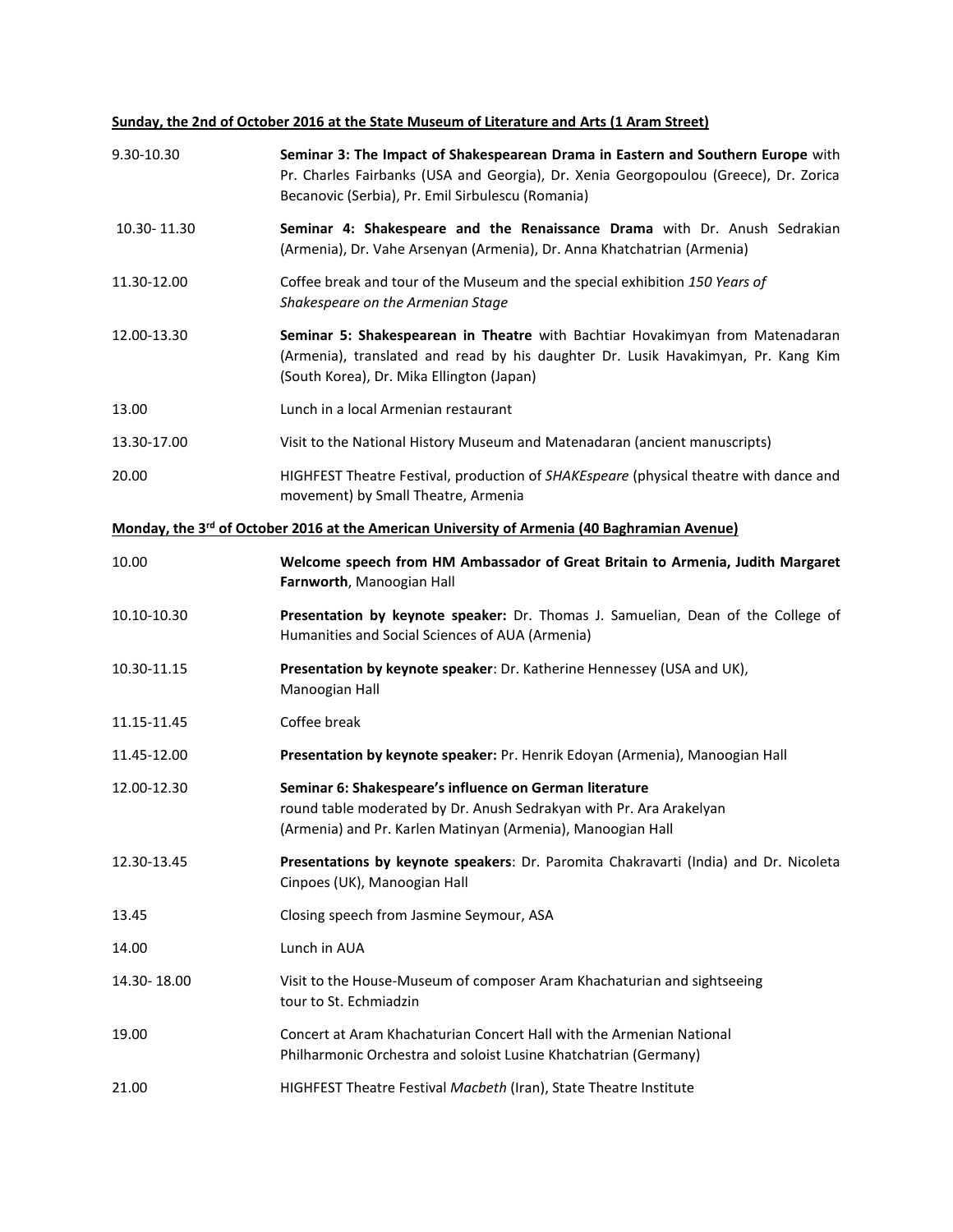**Sunday, the 2nd of October 2016 at the State Museum of Literature and Arts (1 Aram Street)**

| | |
|---|---|
| 9.30-10.30 | **Seminar 3: The Impact of Shakespearean Drama in Eastern and Southern Europe** with Pr. Charles Fairbanks (USA and Georgia), Dr. Xenia Georgopoulou (Greece), Dr. Zorica Becanovic (Serbia), Pr. Emil Sirbulescu (Romania) |
| 10.30- 11.30 | **Seminar 4: Shakespeare and the Renaissance Drama** with Dr. Anush Sedrakian (Armenia), Dr. Vahe Arsenyan (Armenia), Dr. Anna Khatchatrian (Armenia) |
| 11.30-12.00 | Coffee break and tour of the Museum and the special exhibition *150 Years of Shakespeare on the Armenian Stage* |
| 12.00-13.30 | **Seminar 5: Shakespearean in Theatre** with Bachtiar Hovakimyan from Matenadaran (Armenia), translated and read by his daughter Dr. Lusik Havakimyan, Pr. Kang Kim (South Korea), Dr. Mika Ellington (Japan) |
| 13.00 | Lunch in a local Armenian restaurant |
| 13.30-17.00 | Visit to the National History Museum and Matenadaran (ancient manuscripts) |
| 20.00 | HIGHFEST Theatre Festival, production of *SHAKEspeare* (physical theatre with dance and movement) by Small Theatre, Armenia |

**Monday, the 3rd of October 2016 at the American University of Armenia (40 Baghramian Avenue)**

| | |
|---|---|
| 10.00 | **Welcome speech from HM Ambassador of Great Britain to Armenia, Judith Margaret Farnworth**, Manoogian Hall |
| 10.10-10.30 | **Presentation by keynote speaker:** Dr. Thomas J. Samuelian, Dean of the College of Humanities and Social Sciences of AUA (Armenia) |
| 10.30-11.15 | **Presentation by keynote speaker**: Dr. Katherine Hennessey (USA and UK), Manoogian Hall |
| 11.15-11.45 | Coffee break |
| 11.45-12.00 | **Presentation by keynote speaker:** Pr. Henrik Edoyan (Armenia), Manoogian Hall |
| 12.00-12.30 | **Seminar 6: Shakespeare's influence on German literature** round table moderated by Dr. Anush Sedrakyan with Pr. Ara Arakelyan (Armenia) and Pr. Karlen Matinyan (Armenia), Manoogian Hall |
| 12.30-13.45 | **Presentations by keynote speakers**: Dr. Paromita Chakravarti (India) and Dr. Nicoleta Cinpoes (UK), Manoogian Hall |
| 13.45 | Closing speech from Jasmine Seymour, ASA |
| 14.00 | Lunch in AUA |
| 14.30- 18.00 | Visit to the House-Museum of composer Aram Khachaturian and sightseeing tour to St. Echmiadzin |
| 19.00 | Concert at Aram Khachaturian Concert Hall with the Armenian National Philharmonic Orchestra and soloist Lusine Khatchatrian (Germany) |
| 21.00 | HIGHFEST Theatre Festival *Macbeth* (Iran), State Theatre Institute |